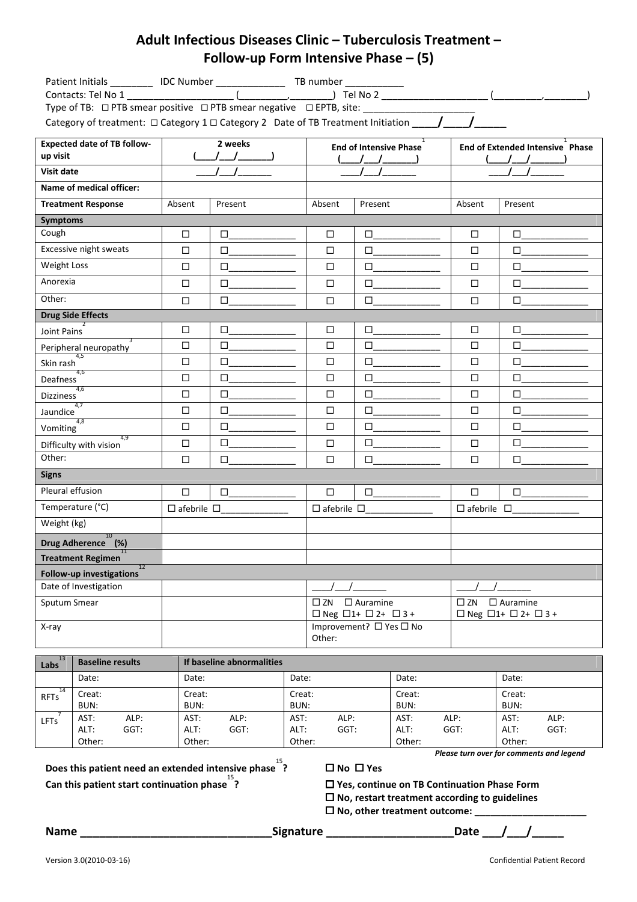# Adult Infectious Diseases Clinic – Tuberculosis Treatment – Follow-up Form Intensive Phase – (5)

Patient Initials ________ IDC Number _____________ TB number ___________

Contacts: Tel No 1 ___________________ (_________,________) Tel No 2 ___________________ (_________,________)

Type of TB: ☐ PTB smear positive ☐ PTB smear negative ☐ EPTB, site: _____________________

Category of treatment: ☐ Category 1 ☐ Category 2 Date of TB Treatment Initiation ____/____/_____

| Expected date of TB follow-up visit | 2 weeks (___/___/______) | | End of Intensive Phase[1] (___/___/______) | | End of Extended Intensive[1] Phase (___/___/______) | |
|---|---|---|---|---|---|---|
| Visit date | ___/___/______ | | ___/___/______ | | ___/___/______ | |
| Name of medical officer: | | | | | | |
| Treatment Response | Absent | Present | Absent | Present | Absent | Present |
| **Symptoms** | | | | | | |
| Cough | ☐ | ☐_____________ | ☐ | ☐_____________ | ☐ | ☐_____________ |
| Excessive night sweats | ☐ | ☐_____________ | ☐ | ☐_____________ | ☐ | ☐_____________ |
| Weight Loss | ☐ | ☐_____________ | ☐ | ☐_____________ | ☐ | ☐_____________ |
| Anorexia | ☐ | ☐_____________ | ☐ | ☐_____________ | ☐ | ☐_____________ |
| Other: | ☐ | ☐_____________ | ☐ | ☐_____________ | ☐ | ☐_____________ |
| **Drug Side Effects** | | | | | | |
| Joint Pains[2] | ☐ | ☐_____________ | ☐ | ☐_____________ | ☐ | ☐_____________ |
| Peripheral neuropathy[3] | ☐ | ☐_____________ | ☐ | ☐_____________ | ☐ | ☐_____________ |
| Skin rash[4,5] | ☐ | ☐_____________ | ☐ | ☐_____________ | ☐ | ☐_____________ |
| Deafness[4,6] | ☐ | ☐_____________ | ☐ | ☐_____________ | ☐ | ☐_____________ |
| Dizziness[4,6] | ☐ | ☐_____________ | ☐ | ☐_____________ | ☐ | ☐_____________ |
| Jaundice[4,7] | ☐ | ☐_____________ | ☐ | ☐_____________ | ☐ | ☐_____________ |
| Vomiting[4,8] | ☐ | ☐_____________ | ☐ | ☐_____________ | ☐ | ☐_____________ |
| Difficulty with vision[4,9] | ☐ | ☐_____________ | ☐ | ☐_____________ | ☐ | ☐_____________ |
| Other: | ☐ | ☐_____________ | ☐ | ☐_____________ | ☐ | ☐_____________ |
| **Signs** | | | | | | |
| Pleural effusion | ☐ | ☐_____________ | ☐ | ☐_____________ | ☐ | ☐_____________ |
| Temperature (°C) | ☐ afebrile ☐_____________ | | ☐ afebrile ☐_____________ | | ☐ afebrile ☐_____________ | |
| Weight (kg) | | | | | | |
| **Drug Adherence[10] (%)** | | | | | | |
| **Treatment Regimen[11]** | | | | | | |
| **Follow-up investigations[12]** | | | | | | |
| Date of Investigation | | | ___/___/______ | | ___/___/______ | |
| Sputum Smear | | | ☐ ZN ☐ Auramine ☐ Neg ☐1+ ☐ 2+ ☐ 3 + | | ☐ ZN ☐ Auramine ☐ Neg ☐1+ ☐ 2+ ☐ 3 + | |
| X-ray | | | Improvement? ☐ Yes ☐ No Other: | | | |

| Labs[13] | Baseline results | If baseline abnormalities | | | |
|---|---|---|---|---|---|
| | Date: | Date: | Date: | Date: | Date: |
| RFTs[14] | Creat: BUN: | Creat: BUN: | Creat: BUN: | Creat: BUN: | Creat: BUN: |
| LFTs[7] | AST: ALP: ALT: GGT: Other: | AST: ALP: ALT: GGT: Other: | AST: ALP: ALT: GGT: Other: | AST: ALP: ALT: GGT: Other: | AST: ALP: ALT: GGT: Other: |

*Please turn over for comments and legend*

**Does this patient need an extended intensive phase[15]?** ☐ **No** ☐ **Yes**

**Can this patient start continuation phase[15]?**

☐ **Yes, continue on TB Continuation Phase Form**

☐ **No, restart treatment according to guidelines**

☐ **No, other treatment outcome: ____________________**

**Name ______________________________ Signature ____________________ Date ___/___/_____**

Version 3.0(2010-03-16) Confidential Patient Record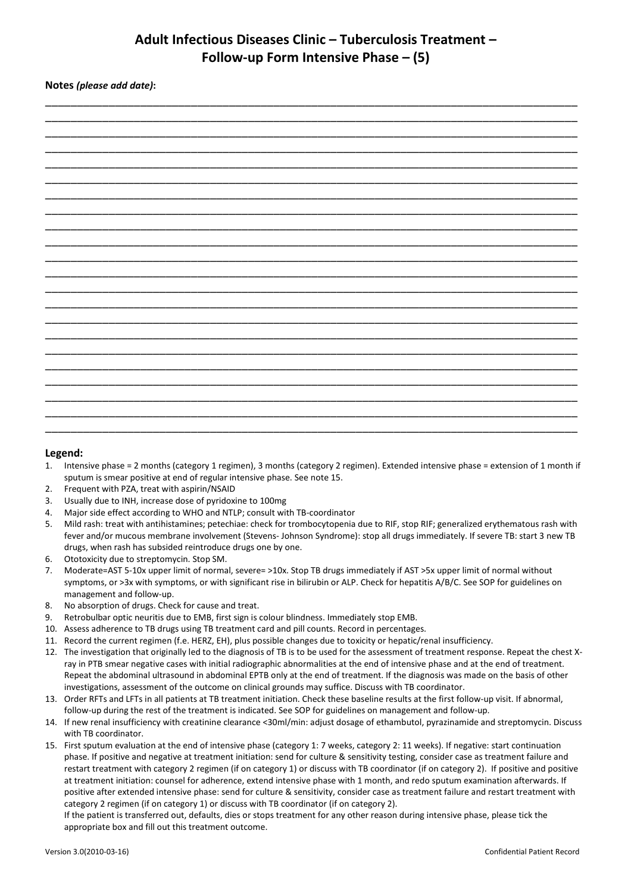# Adult Infectious Diseases Clinic – Tuberculosis Treatment – Follow-up Form Intensive Phase – (5)

**Notes** ***(please add date)*****:**

\_\_\_\_\_\_\_\_\_\_\_\_\_\_\_\_\_\_\_\_\_\_\_\_\_\_\_\_\_\_\_\_\_\_\_\_\_\_\_\_\_\_\_\_\_\_\_\_\_\_\_\_\_\_\_\_\_\_\_\_\_\_\_\_\_\_\_\_\_\_\_\_\_\_\_\_\_\_\_\_\_\_
\_\_\_\_\_\_\_\_\_\_\_\_\_\_\_\_\_\_\_\_\_\_\_\_\_\_\_\_\_\_\_\_\_\_\_\_\_\_\_\_\_\_\_\_\_\_\_\_\_\_\_\_\_\_\_\_\_\_\_\_\_\_\_\_\_\_\_\_\_\_\_\_\_\_\_\_\_\_\_\_\_\_
\_\_\_\_\_\_\_\_\_\_\_\_\_\_\_\_\_\_\_\_\_\_\_\_\_\_\_\_\_\_\_\_\_\_\_\_\_\_\_\_\_\_\_\_\_\_\_\_\_\_\_\_\_\_\_\_\_\_\_\_\_\_\_\_\_\_\_\_\_\_\_\_\_\_\_\_\_\_\_\_\_\_
\_\_\_\_\_\_\_\_\_\_\_\_\_\_\_\_\_\_\_\_\_\_\_\_\_\_\_\_\_\_\_\_\_\_\_\_\_\_\_\_\_\_\_\_\_\_\_\_\_\_\_\_\_\_\_\_\_\_\_\_\_\_\_\_\_\_\_\_\_\_\_\_\_\_\_\_\_\_\_\_\_\_
\_\_\_\_\_\_\_\_\_\_\_\_\_\_\_\_\_\_\_\_\_\_\_\_\_\_\_\_\_\_\_\_\_\_\_\_\_\_\_\_\_\_\_\_\_\_\_\_\_\_\_\_\_\_\_\_\_\_\_\_\_\_\_\_\_\_\_\_\_\_\_\_\_\_\_\_\_\_\_\_\_\_
\_\_\_\_\_\_\_\_\_\_\_\_\_\_\_\_\_\_\_\_\_\_\_\_\_\_\_\_\_\_\_\_\_\_\_\_\_\_\_\_\_\_\_\_\_\_\_\_\_\_\_\_\_\_\_\_\_\_\_\_\_\_\_\_\_\_\_\_\_\_\_\_\_\_\_\_\_\_\_\_\_\_
\_\_\_\_\_\_\_\_\_\_\_\_\_\_\_\_\_\_\_\_\_\_\_\_\_\_\_\_\_\_\_\_\_\_\_\_\_\_\_\_\_\_\_\_\_\_\_\_\_\_\_\_\_\_\_\_\_\_\_\_\_\_\_\_\_\_\_\_\_\_\_\_\_\_\_\_\_\_\_\_\_\_
\_\_\_\_\_\_\_\_\_\_\_\_\_\_\_\_\_\_\_\_\_\_\_\_\_\_\_\_\_\_\_\_\_\_\_\_\_\_\_\_\_\_\_\_\_\_\_\_\_\_\_\_\_\_\_\_\_\_\_\_\_\_\_\_\_\_\_\_\_\_\_\_\_\_\_\_\_\_\_\_\_\_
\_\_\_\_\_\_\_\_\_\_\_\_\_\_\_\_\_\_\_\_\_\_\_\_\_\_\_\_\_\_\_\_\_\_\_\_\_\_\_\_\_\_\_\_\_\_\_\_\_\_\_\_\_\_\_\_\_\_\_\_\_\_\_\_\_\_\_\_\_\_\_\_\_\_\_\_\_\_\_\_\_\_
\_\_\_\_\_\_\_\_\_\_\_\_\_\_\_\_\_\_\_\_\_\_\_\_\_\_\_\_\_\_\_\_\_\_\_\_\_\_\_\_\_\_\_\_\_\_\_\_\_\_\_\_\_\_\_\_\_\_\_\_\_\_\_\_\_\_\_\_\_\_\_\_\_\_\_\_\_\_\_\_\_\_
\_\_\_\_\_\_\_\_\_\_\_\_\_\_\_\_\_\_\_\_\_\_\_\_\_\_\_\_\_\_\_\_\_\_\_\_\_\_\_\_\_\_\_\_\_\_\_\_\_\_\_\_\_\_\_\_\_\_\_\_\_\_\_\_\_\_\_\_\_\_\_\_\_\_\_\_\_\_\_\_\_\_
\_\_\_\_\_\_\_\_\_\_\_\_\_\_\_\_\_\_\_\_\_\_\_\_\_\_\_\_\_\_\_\_\_\_\_\_\_\_\_\_\_\_\_\_\_\_\_\_\_\_\_\_\_\_\_\_\_\_\_\_\_\_\_\_\_\_\_\_\_\_\_\_\_\_\_\_\_\_\_\_\_\_
\_\_\_\_\_\_\_\_\_\_\_\_\_\_\_\_\_\_\_\_\_\_\_\_\_\_\_\_\_\_\_\_\_\_\_\_\_\_\_\_\_\_\_\_\_\_\_\_\_\_\_\_\_\_\_\_\_\_\_\_\_\_\_\_\_\_\_\_\_\_\_\_\_\_\_\_\_\_\_\_\_\_
\_\_\_\_\_\_\_\_\_\_\_\_\_\_\_\_\_\_\_\_\_\_\_\_\_\_\_\_\_\_\_\_\_\_\_\_\_\_\_\_\_\_\_\_\_\_\_\_\_\_\_\_\_\_\_\_\_\_\_\_\_\_\_\_\_\_\_\_\_\_\_\_\_\_\_\_\_\_\_\_\_\_
\_\_\_\_\_\_\_\_\_\_\_\_\_\_\_\_\_\_\_\_\_\_\_\_\_\_\_\_\_\_\_\_\_\_\_\_\_\_\_\_\_\_\_\_\_\_\_\_\_\_\_\_\_\_\_\_\_\_\_\_\_\_\_\_\_\_\_\_\_\_\_\_\_\_\_\_\_\_\_\_\_\_
\_\_\_\_\_\_\_\_\_\_\_\_\_\_\_\_\_\_\_\_\_\_\_\_\_\_\_\_\_\_\_\_\_\_\_\_\_\_\_\_\_\_\_\_\_\_\_\_\_\_\_\_\_\_\_\_\_\_\_\_\_\_\_\_\_\_\_\_\_\_\_\_\_\_\_\_\_\_\_\_\_\_
\_\_\_\_\_\_\_\_\_\_\_\_\_\_\_\_\_\_\_\_\_\_\_\_\_\_\_\_\_\_\_\_\_\_\_\_\_\_\_\_\_\_\_\_\_\_\_\_\_\_\_\_\_\_\_\_\_\_\_\_\_\_\_\_\_\_\_\_\_\_\_\_\_\_\_\_\_\_\_\_\_\_
\_\_\_\_\_\_\_\_\_\_\_\_\_\_\_\_\_\_\_\_\_\_\_\_\_\_\_\_\_\_\_\_\_\_\_\_\_\_\_\_\_\_\_\_\_\_\_\_\_\_\_\_\_\_\_\_\_\_\_\_\_\_\_\_\_\_\_\_\_\_\_\_\_\_\_\_\_\_\_\_\_\_
\_\_\_\_\_\_\_\_\_\_\_\_\_\_\_\_\_\_\_\_\_\_\_\_\_\_\_\_\_\_\_\_\_\_\_\_\_\_\_\_\_\_\_\_\_\_\_\_\_\_\_\_\_\_\_\_\_\_\_\_\_\_\_\_\_\_\_\_\_\_\_\_\_\_\_\_\_\_\_\_\_\_
\_\_\_\_\_\_\_\_\_\_\_\_\_\_\_\_\_\_\_\_\_\_\_\_\_\_\_\_\_\_\_\_\_\_\_\_\_\_\_\_\_\_\_\_\_\_\_\_\_\_\_\_\_\_\_\_\_\_\_\_\_\_\_\_\_\_\_\_\_\_\_\_\_\_\_\_\_\_\_\_\_\_
\_\_\_\_\_\_\_\_\_\_\_\_\_\_\_\_\_\_\_\_\_\_\_\_\_\_\_\_\_\_\_\_\_\_\_\_\_\_\_\_\_\_\_\_\_\_\_\_\_\_\_\_\_\_\_\_\_\_\_\_\_\_\_\_\_\_\_\_\_\_\_\_\_\_\_\_\_\_\_\_\_\_
\_\_\_\_\_\_\_\_\_\_\_\_\_\_\_\_\_\_\_\_\_\_\_\_\_\_\_\_\_\_\_\_\_\_\_\_\_\_\_\_\_\_\_\_\_\_\_\_\_\_\_\_\_\_\_\_\_\_\_\_\_\_\_\_\_\_\_\_\_\_\_\_\_\_\_\_\_\_\_\_\_\_

## Legend:

1. Intensive phase = 2 months (category 1 regimen), 3 months (category 2 regimen). Extended intensive phase = extension of 1 month if sputum is smear positive at end of regular intensive phase. See note 15.
2. Frequent with PZA, treat with aspirin/NSAID
3. Usually due to INH, increase dose of pyridoxine to 100mg
4. Major side effect according to WHO and NTLP; consult with TB-coordinator
5. Mild rash: treat with antihistamines; petechiae: check for trombocytopenia due to RIF, stop RIF; generalized erythematous rash with fever and/or mucous membrane involvement (Stevens- Johnson Syndrome): stop all drugs immediately. If severe TB: start 3 new TB drugs, when rash has subsided reintroduce drugs one by one.
6. Ototoxicity due to streptomycin. Stop SM.
7. Moderate=AST 5-10x upper limit of normal, severe= >10x. Stop TB drugs immediately if AST >5x upper limit of normal without symptoms, or >3x with symptoms, or with significant rise in bilirubin or ALP. Check for hepatitis A/B/C. See SOP for guidelines on management and follow-up.
8. No absorption of drugs. Check for cause and treat.
9. Retrobulbar optic neuritis due to EMB, first sign is colour blindness. Immediately stop EMB.
10. Assess adherence to TB drugs using TB treatment card and pill counts. Record in percentages.
11. Record the current regimen (f.e. HERZ, EH), plus possible changes due to toxicity or hepatic/renal insufficiency.
12. The investigation that originally led to the diagnosis of TB is to be used for the assessment of treatment response. Repeat the chest X-ray in PTB smear negative cases with initial radiographic abnormalities at the end of intensive phase and at the end of treatment. Repeat the abdominal ultrasound in abdominal EPTB only at the end of treatment. If the diagnosis was made on the basis of other investigations, assessment of the outcome on clinical grounds may suffice. Discuss with TB coordinator.
13. Order RFTs and LFTs in all patients at TB treatment initiation. Check these baseline results at the first follow-up visit. If abnormal, follow-up during the rest of the treatment is indicated. See SOP for guidelines on management and follow-up.
14. If new renal insufficiency with creatinine clearance <30ml/min: adjust dosage of ethambutol, pyrazinamide and streptomycin. Discuss with TB coordinator.
15. First sputum evaluation at the end of intensive phase (category 1: 7 weeks, category 2: 11 weeks). If negative: start continuation phase. If positive and negative at treatment initiation: send for culture & sensitivity testing, consider case as treatment failure and restart treatment with category 2 regimen (if on category 1) or discuss with TB coordinator (if on category 2). If positive and positive at treatment initiation: counsel for adherence, extend intensive phase with 1 month, and redo sputum examination afterwards. If positive after extended intensive phase: send for culture & sensitivity, consider case as treatment failure and restart treatment with category 2 regimen (if on category 1) or discuss with TB coordinator (if on category 2).
    If the patient is transferred out, defaults, dies or stops treatment for any other reason during intensive phase, please tick the appropriate box and fill out this treatment outcome.

Version 3.0(2010-03-16) Confidential Patient Record